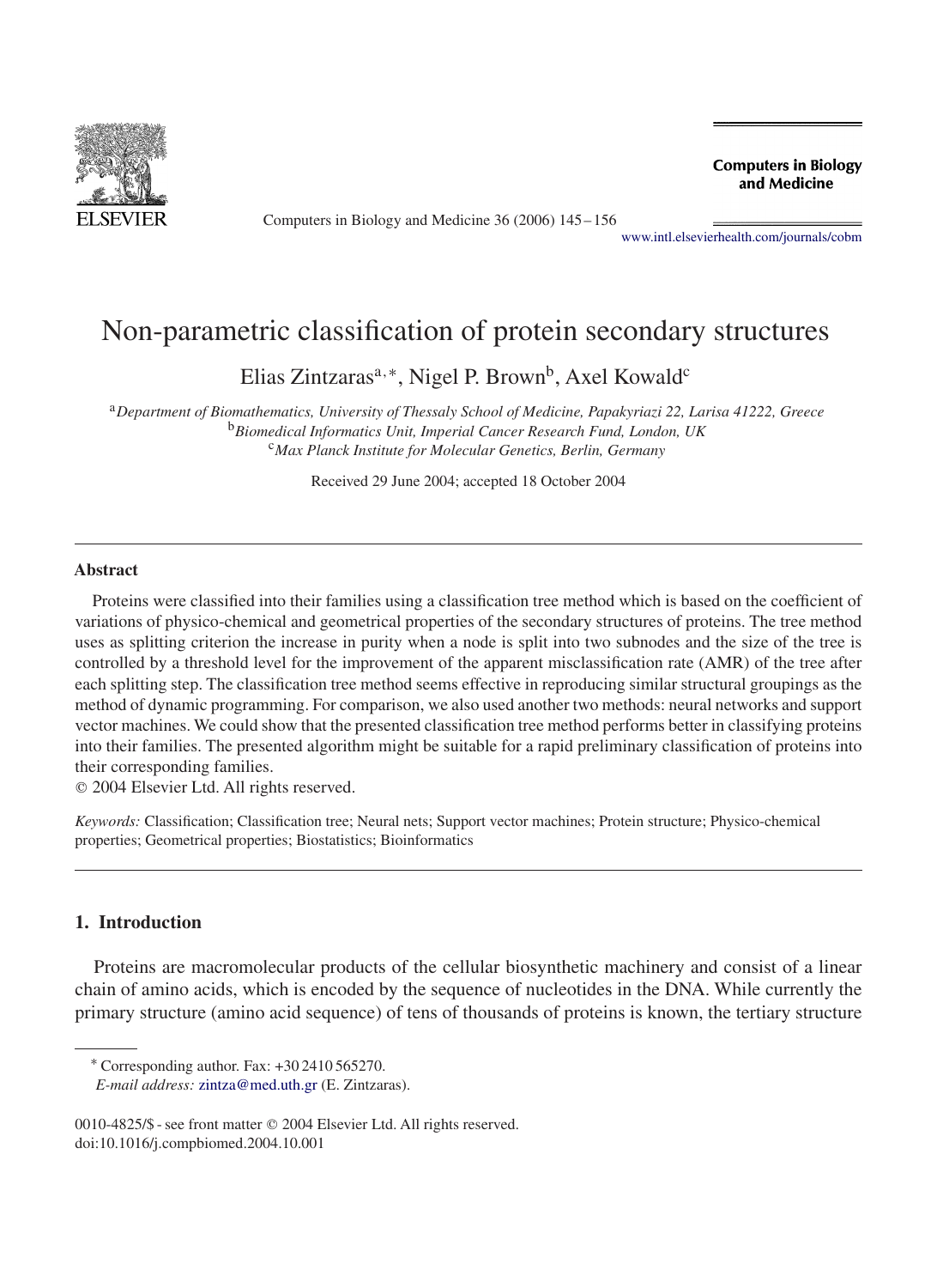# Non-parametric classification of protein secondary structures

Elias Zintzaras[a,*], Nigel P. Brown[b], Axel Kowald[c]

[a]*Department of Biomathematics, University of Thessaly School of Medicine, Papakyriazi 22, Larisa 41222, Greece*
[b]*Biomedical Informatics Unit, Imperial Cancer Research Fund, London, UK*
[c]*Max Planck Institute for Molecular Genetics, Berlin, Germany*

Received 29 June 2004; accepted 18 October 2004

## Abstract

Proteins were classified into their families using a classification tree method which is based on the coefficient of variations of physico-chemical and geometrical properties of the secondary structures of proteins. The tree method uses as splitting criterion the increase in purity when a node is split into two subnodes and the size of the tree is controlled by a threshold level for the improvement of the apparent misclassification rate (AMR) of the tree after each splitting step. The classification tree method seems effective in reproducing similar structural groupings as the method of dynamic programming. For comparison, we also used another two methods: neural networks and support vector machines. We could show that the presented classification tree method performs better in classifying proteins into their families. The presented algorithm might be suitable for a rapid preliminary classification of proteins into their corresponding families.

© 2004 Elsevier Ltd. All rights reserved.

*Keywords:* Classification; Classification tree; Neural nets; Support vector machines; Protein structure; Physico-chemical properties; Geometrical properties; Biostatistics; Bioinformatics

## 1. Introduction

Proteins are macromolecular products of the cellular biosynthetic machinery and consist of a linear chain of amino acids, which is encoded by the sequence of nucleotides in the DNA. While currently the primary structure (amino acid sequence) of tens of thousands of proteins is known, the tertiary structure

* Corresponding author. Fax: +30 2410 565270.
*E-mail address:* zintza@med.uth.gr (E. Zintzaras).

0010-4825/$ - see front matter © 2004 Elsevier Ltd. All rights reserved.
doi:10.1016/j.compbiomed.2004.10.001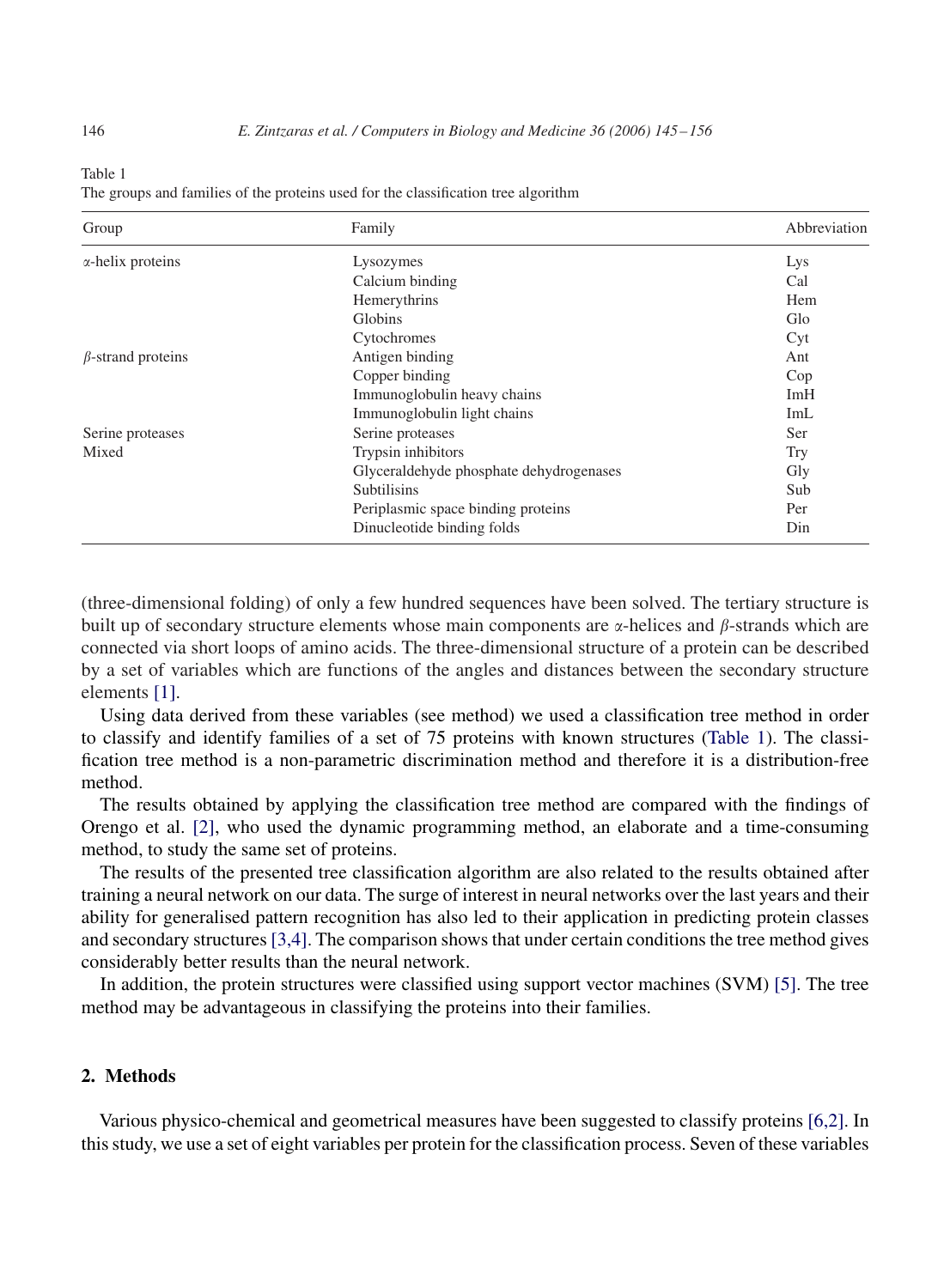Table 1
The groups and families of the proteins used for the classification tree algorithm

| Group | Family | Abbreviation |
|---|---|---|
| α-helix proteins | Lysozymes | Lys |
| | Calcium binding | Cal |
| | Hemerythrins | Hem |
| | Globins | Glo |
| | Cytochromes | Cyt |
| β-strand proteins | Antigen binding | Ant |
| | Copper binding | Cop |
| | Immunoglobulin heavy chains | ImH |
| | Immunoglobulin light chains | ImL |
| Serine proteases | Serine proteases | Ser |
| Mixed | Trypsin inhibitors | Try |
| | Glyceraldehyde phosphate dehydrogenases | Gly |
| | Subtilisins | Sub |
| | Periplasmic space binding proteins | Per |
| | Dinucleotide binding folds | Din |

(three-dimensional folding) of only a few hundred sequences have been solved. The tertiary structure is built up of secondary structure elements whose main components are α-helices and β-strands which are connected via short loops of amino acids. The three-dimensional structure of a protein can be described by a set of variables which are functions of the angles and distances between the secondary structure elements [1].

Using data derived from these variables (see method) we used a classification tree method in order to classify and identify families of a set of 75 proteins with known structures (Table 1). The classification tree method is a non-parametric discrimination method and therefore it is a distribution-free method.

The results obtained by applying the classification tree method are compared with the findings of Orengo et al. [2], who used the dynamic programming method, an elaborate and a time-consuming method, to study the same set of proteins.

The results of the presented tree classification algorithm are also related to the results obtained after training a neural network on our data. The surge of interest in neural networks over the last years and their ability for generalised pattern recognition has also led to their application in predicting protein classes and secondary structures [3,4]. The comparison shows that under certain conditions the tree method gives considerably better results than the neural network.

In addition, the protein structures were classified using support vector machines (SVM) [5]. The tree method may be advantageous in classifying the proteins into their families.

## 2. Methods

Various physico-chemical and geometrical measures have been suggested to classify proteins [6,2]. In this study, we use a set of eight variables per protein for the classification process. Seven of these variables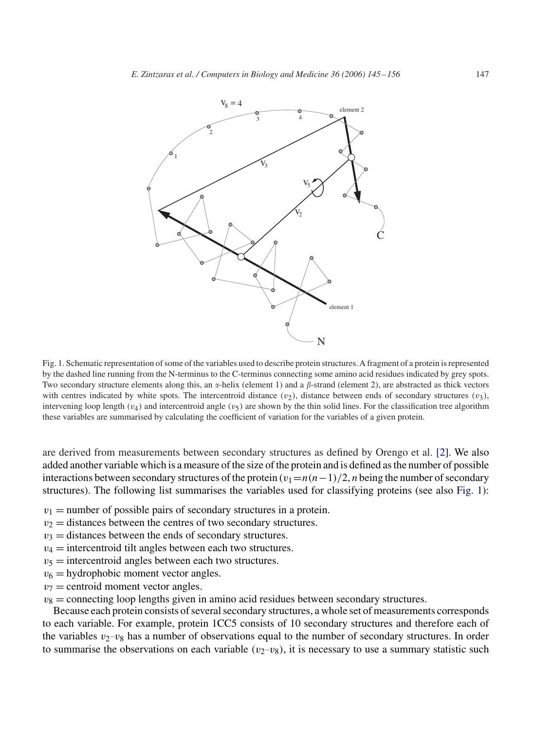Fig. 1. Schematic representation of some of the variables used to describe protein structures. A fragment of a protein is represented by the dashed line running from the N-terminus to the C-terminus connecting some amino acid residues indicated by grey spots. Two secondary structure elements along this, an α-helix (element 1) and a β-strand (element 2), are abstracted as thick vectors with centres indicated by white spots. The intercentroid distance ($v_2$), distance between ends of secondary structures ($v_3$), intervening loop length ($v_4$) and intercentroid angle ($v_5$) are shown by the thin solid lines. For the classification tree algorithm these variables are summarised by calculating the coefficient of variation for the variables of a given protein.

are derived from measurements between secondary structures as defined by Orengo et al. [2]. We also added another variable which is a measure of the size of the protein and is defined as the number of possible interactions between secondary structures of the protein ($v_1 = n(n-1)/2$, $n$ being the number of secondary structures). The following list summarises the variables used for classifying proteins (see also Fig. 1):

$v_1$ = number of possible pairs of secondary structures in a protein.
$v_2$ = distances between the centres of two secondary structures.
$v_3$ = distances between the ends of secondary structures.
$v_4$ = intercentroid tilt angles between each two structures.
$v_5$ = intercentroid angles between each two structures.
$v_6$ = hydrophobic moment vector angles.
$v_7$ = centroid moment vector angles.
$v_8$ = connecting loop lengths given in amino acid residues between secondary structures.

Because each protein consists of several secondary structures, a whole set of measurements corresponds to each variable. For example, protein 1CC5 consists of 10 secondary structures and therefore each of the variables $v_2$–$v_8$ has a number of observations equal to the number of secondary structures. In order to summarise the observations on each variable ($v_2$–$v_8$), it is necessary to use a summary statistic such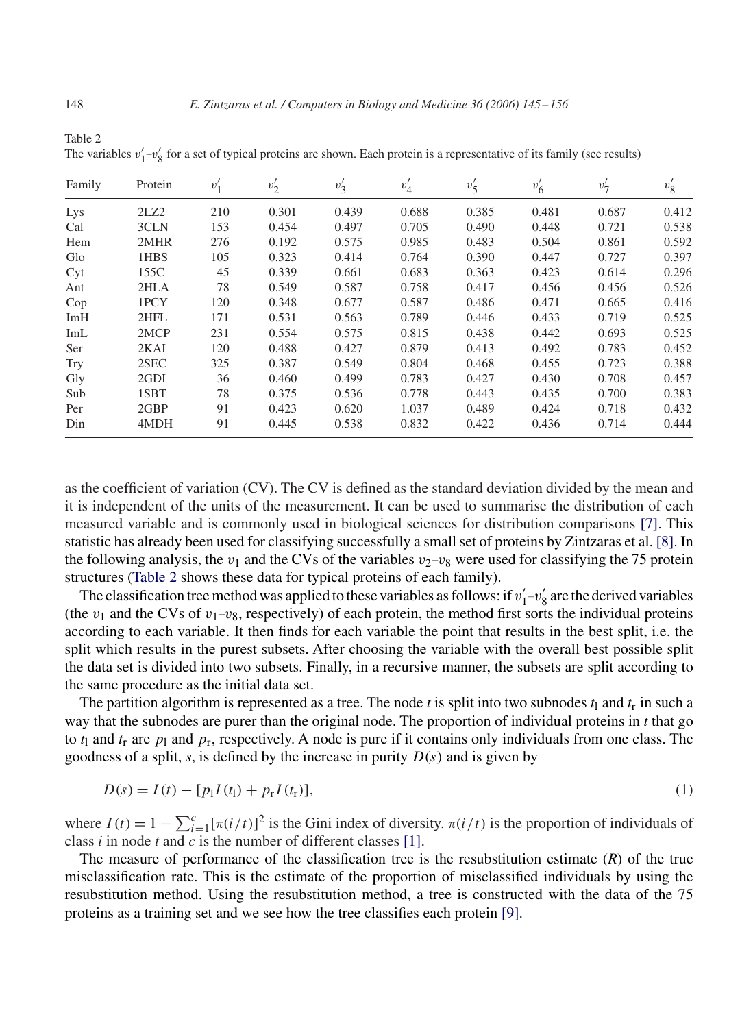Table 2
The variables $v_1'$–$v_8'$ for a set of typical proteins are shown. Each protein is a representative of its family (see results)

| Family | Protein | $v_1'$ | $v_2'$ | $v_3'$ | $v_4'$ | $v_5'$ | $v_6'$ | $v_7'$ | $v_8'$ |
|---|---|---|---|---|---|---|---|---|---|
| Lys | 2LZ2 | 210 | 0.301 | 0.439 | 0.688 | 0.385 | 0.481 | 0.687 | 0.412 |
| Cal | 3CLN | 153 | 0.454 | 0.497 | 0.705 | 0.490 | 0.448 | 0.721 | 0.538 |
| Hem | 2MHR | 276 | 0.192 | 0.575 | 0.985 | 0.483 | 0.504 | 0.861 | 0.592 |
| Glo | 1HBS | 105 | 0.323 | 0.414 | 0.764 | 0.390 | 0.447 | 0.727 | 0.397 |
| Cyt | 155C | 45 | 0.339 | 0.661 | 0.683 | 0.363 | 0.423 | 0.614 | 0.296 |
| Ant | 2HLA | 78 | 0.549 | 0.587 | 0.758 | 0.417 | 0.456 | 0.456 | 0.526 |
| Cop | 1PCY | 120 | 0.348 | 0.677 | 0.587 | 0.486 | 0.471 | 0.665 | 0.416 |
| ImH | 2HFL | 171 | 0.531 | 0.563 | 0.789 | 0.446 | 0.433 | 0.719 | 0.525 |
| ImL | 2MCP | 231 | 0.554 | 0.575 | 0.815 | 0.438 | 0.442 | 0.693 | 0.525 |
| Ser | 2KAI | 120 | 0.488 | 0.427 | 0.879 | 0.413 | 0.492 | 0.783 | 0.452 |
| Try | 2SEC | 325 | 0.387 | 0.549 | 0.804 | 0.468 | 0.455 | 0.723 | 0.388 |
| Gly | 2GDI | 36 | 0.460 | 0.499 | 0.783 | 0.427 | 0.430 | 0.708 | 0.457 |
| Sub | 1SBT | 78 | 0.375 | 0.536 | 0.778 | 0.443 | 0.435 | 0.700 | 0.383 |
| Per | 2GBP | 91 | 0.423 | 0.620 | 1.037 | 0.489 | 0.424 | 0.718 | 0.432 |
| Din | 4MDH | 91 | 0.445 | 0.538 | 0.832 | 0.422 | 0.436 | 0.714 | 0.444 |

as the coefficient of variation (CV). The CV is defined as the standard deviation divided by the mean and it is independent of the units of the measurement. It can be used to summarise the distribution of each measured variable and is commonly used in biological sciences for distribution comparisons [7]. This statistic has already been used for classifying successfully a small set of proteins by Zintzaras et al. [8]. In the following analysis, the $v_1$ and the CVs of the variables $v_2$–$v_8$ were used for classifying the 75 protein structures (Table 2 shows these data for typical proteins of each family).

The classification tree method was applied to these variables as follows: if $v_1'$–$v_8'$ are the derived variables (the $v_1$ and the CVs of $v_1$–$v_8$, respectively) of each protein, the method first sorts the individual proteins according to each variable. It then finds for each variable the point that results in the best split, i.e. the split which results in the purest subsets. After choosing the variable with the overall best possible split the data set is divided into two subsets. Finally, in a recursive manner, the subsets are split according to the same procedure as the initial data set.

The partition algorithm is represented as a tree. The node $t$ is split into two subnodes $t_l$ and $t_r$ in such a way that the subnodes are purer than the original node. The proportion of individual proteins in $t$ that go to $t_l$ and $t_r$ are $p_l$ and $p_r$, respectively. A node is pure if it contains only individuals from one class. The goodness of a split, $s$, is defined by the increase in purity $D(s)$ and is given by

$$D(s) = I(t) - [p_l I(t_l) + p_r I(t_r)], \tag{1}$$

where $I(t) = 1 - \sum_{i=1}^{c}[\pi(i/t)]^2$ is the Gini index of diversity. $\pi(i/t)$ is the proportion of individuals of class $i$ in node $t$ and $c$ is the number of different classes [1].

The measure of performance of the classification tree is the resubstitution estimate ($R$) of the true misclassification rate. This is the estimate of the proportion of misclassified individuals by using the resubstitution method. Using the resubstitution method, a tree is constructed with the data of the 75 proteins as a training set and we see how the tree classifies each protein [9].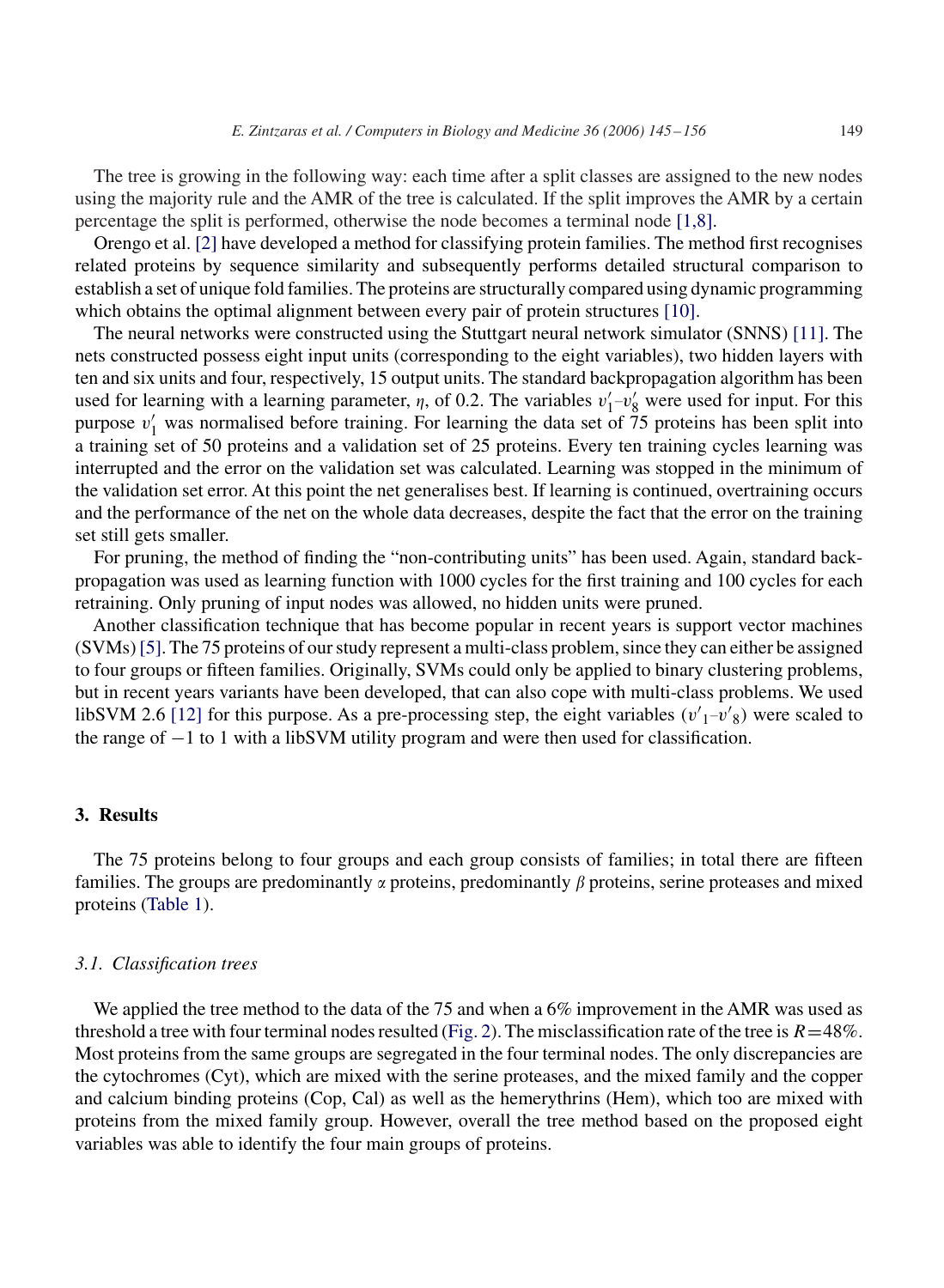The tree is growing in the following way: each time after a split classes are assigned to the new nodes using the majority rule and the AMR of the tree is calculated. If the split improves the AMR by a certain percentage the split is performed, otherwise the node becomes a terminal node [1,8].

Orengo et al. [2] have developed a method for classifying protein families. The method first recognises related proteins by sequence similarity and subsequently performs detailed structural comparison to establish a set of unique fold families. The proteins are structurally compared using dynamic programming which obtains the optimal alignment between every pair of protein structures [10].

The neural networks were constructed using the Stuttgart neural network simulator (SNNS) [11]. The nets constructed possess eight input units (corresponding to the eight variables), two hidden layers with ten and six units and four, respectively, 15 output units. The standard backpropagation algorithm has been used for learning with a learning parameter, $\eta$, of 0.2. The variables $v'_1$–$v'_8$ were used for input. For this purpose $v'_1$ was normalised before training. For learning the data set of 75 proteins has been split into a training set of 50 proteins and a validation set of 25 proteins. Every ten training cycles learning was interrupted and the error on the validation set was calculated. Learning was stopped in the minimum of the validation set error. At this point the net generalises best. If learning is continued, overtraining occurs and the performance of the net on the whole data decreases, despite the fact that the error on the training set still gets smaller.

For pruning, the method of finding the "non-contributing units" has been used. Again, standard backpropagation was used as learning function with 1000 cycles for the first training and 100 cycles for each retraining. Only pruning of input nodes was allowed, no hidden units were pruned.

Another classification technique that has become popular in recent years is support vector machines (SVMs) [5]. The 75 proteins of our study represent a multi-class problem, since they can either be assigned to four groups or fifteen families. Originally, SVMs could only be applied to binary clustering problems, but in recent years variants have been developed, that can also cope with multi-class problems. We used libSVM 2.6 [12] for this purpose. As a pre-processing step, the eight variables ($v'_1$–$v'_8$) were scaled to the range of −1 to 1 with a libSVM utility program and were then used for classification.

## 3. Results

The 75 proteins belong to four groups and each group consists of families; in total there are fifteen families. The groups are predominantly $\alpha$ proteins, predominantly $\beta$ proteins, serine proteases and mixed proteins (Table 1).

### 3.1. Classification trees

We applied the tree method to the data of the 75 and when a 6% improvement in the AMR was used as threshold a tree with four terminal nodes resulted (Fig. 2). The misclassification rate of the tree is $R = 48\%$. Most proteins from the same groups are segregated in the four terminal nodes. The only discrepancies are the cytochromes (Cyt), which are mixed with the serine proteases, and the mixed family and the copper and calcium binding proteins (Cop, Cal) as well as the hemerythrins (Hem), which too are mixed with proteins from the mixed family group. However, overall the tree method based on the proposed eight variables was able to identify the four main groups of proteins.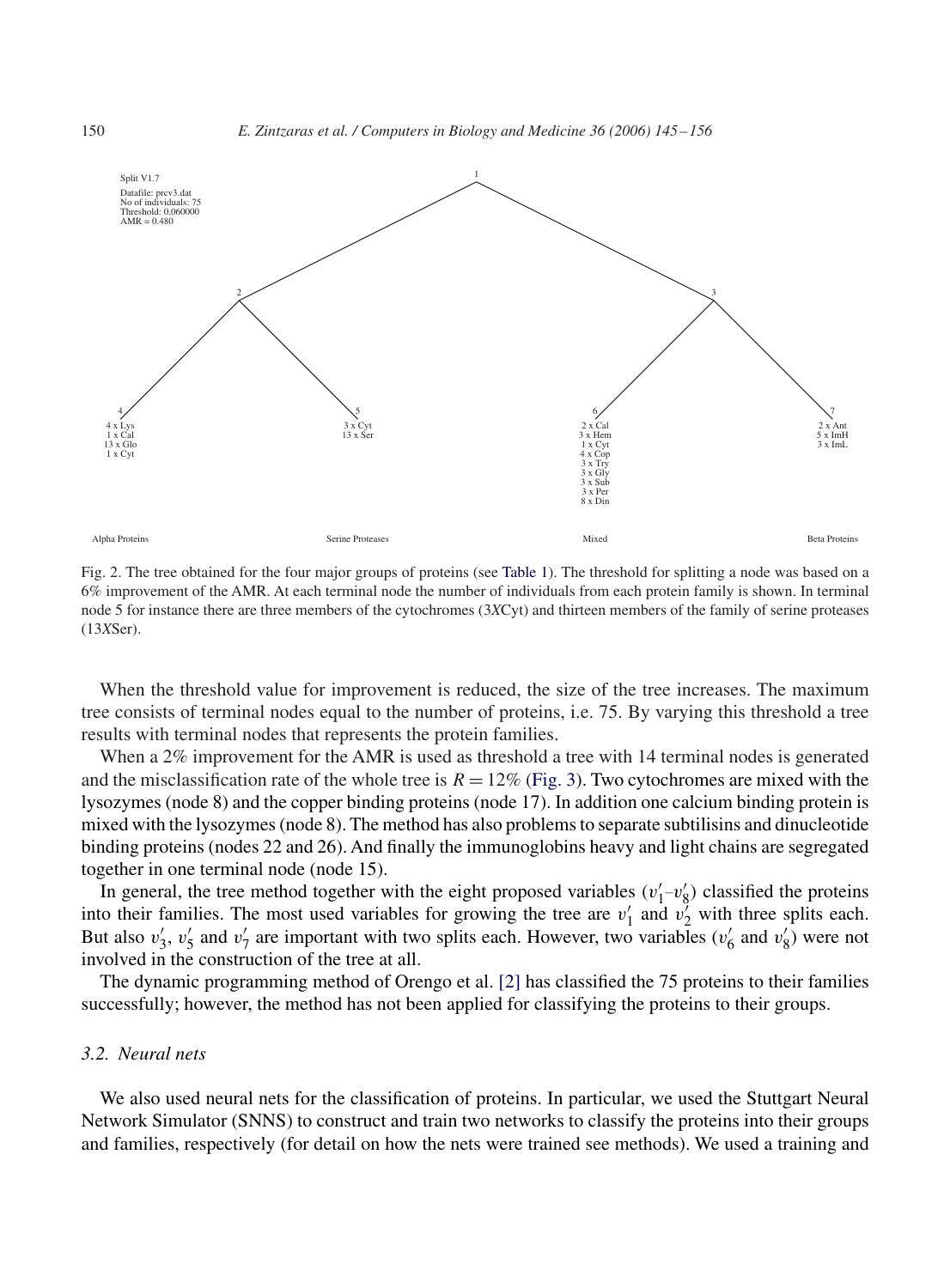Split V1.7
Datafile: prcv3.dat
No of individuals: 75
Threshold: 0.060000
AMR = 0.480

| Node | Members | Group |
|---|---|---|
| 4 | 4 x Lys, 1 x Cal, 13 x Glo, 1 x Cyt | Alpha Proteins |
| 5 | 3 x Cyt, 13 x Ser | Serine Proteases |
| 6 | 2 x Cal, 3 x Hem, 1 x Cyt, 4 x Cop, 3 x Try, 3 x Gly, 3 x Sub, 3 x Per, 8 x Din | Mixed |
| 7 | 2 x Ant, 5 x ImH, 3 x ImL | Beta Proteins |

Fig. 2. The tree obtained for the four major groups of proteins (see Table 1). The threshold for splitting a node was based on a 6% improvement of the AMR. At each terminal node the number of individuals from each protein family is shown. In terminal node 5 for instance there are three members of the cytochromes (3*X*Cyt) and thirteen members of the family of serine proteases (13*X*Ser).

When the threshold value for improvement is reduced, the size of the tree increases. The maximum tree consists of terminal nodes equal to the number of proteins, i.e. 75. By varying this threshold a tree results with terminal nodes that represents the protein families.

When a 2% improvement for the AMR is used as threshold a tree with 14 terminal nodes is generated and the misclassification rate of the whole tree is $R = 12\%$ (Fig. 3). Two cytochromes are mixed with the lysozymes (node 8) and the copper binding proteins (node 17). In addition one calcium binding protein is mixed with the lysozymes (node 8). The method has also problems to separate subtilisins and dinucleotide binding proteins (nodes 22 and 26). And finally the immunoglobins heavy and light chains are segregated together in one terminal node (node 15).

In general, the tree method together with the eight proposed variables ($v_1'$–$v_8'$) classified the proteins into their families. The most used variables for growing the tree are $v_1'$ and $v_2'$ with three splits each. But also $v_3'$, $v_5'$ and $v_7'$ are important with two splits each. However, two variables ($v_6'$ and $v_8'$) were not involved in the construction of the tree at all.

The dynamic programming method of Orengo et al. [2] has classified the 75 proteins to their families successfully; however, the method has not been applied for classifying the proteins to their groups.

### 3.2. Neural nets

We also used neural nets for the classification of proteins. In particular, we used the Stuttgart Neural Network Simulator (SNNS) to construct and train two networks to classify the proteins into their groups and families, respectively (for detail on how the nets were trained see methods). We used a training and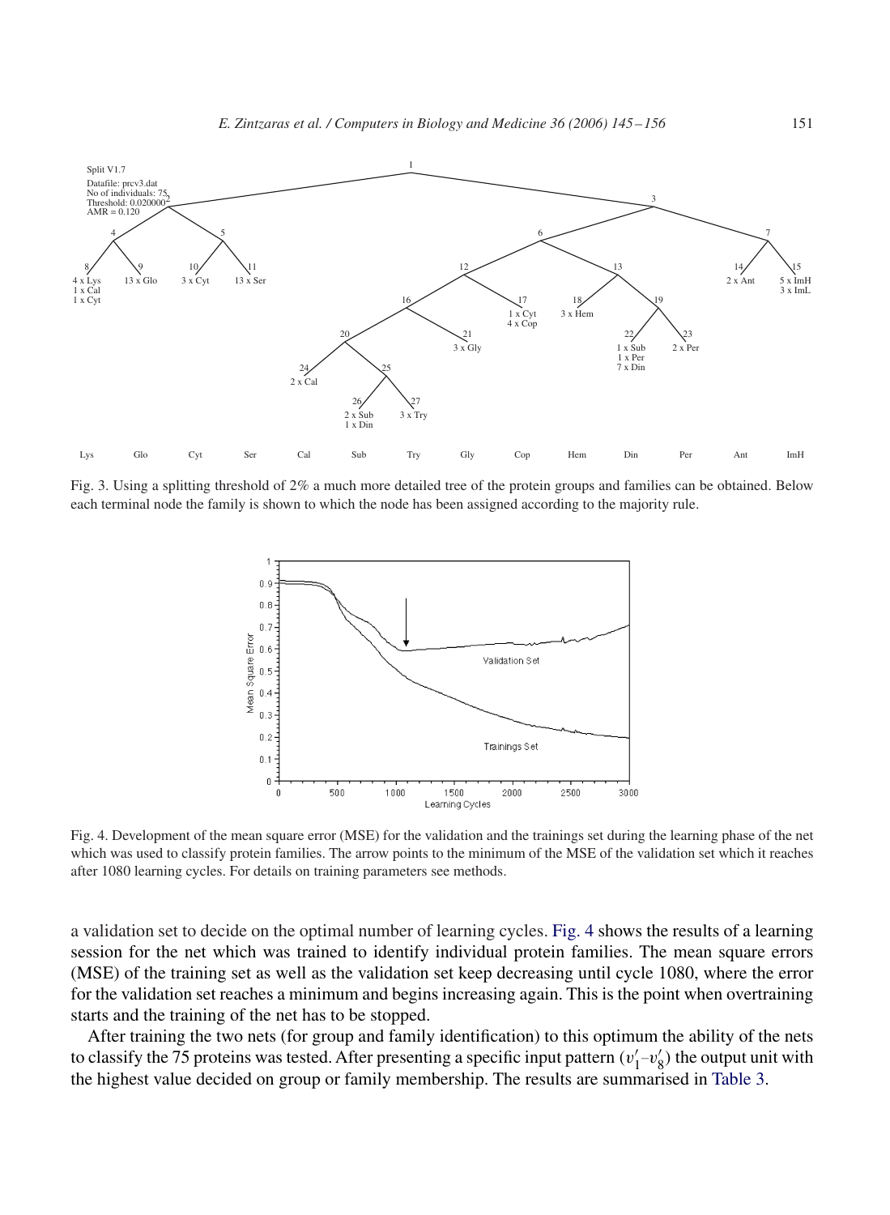Fig. 3. Using a splitting threshold of 2% a much more detailed tree of the protein groups and families can be obtained. Below each terminal node the family is shown to which the node has been assigned according to the majority rule.

Fig. 4. Development of the mean square error (MSE) for the validation and the trainings set during the learning phase of the net which was used to classify protein families. The arrow points to the minimum of the MSE of the validation set which it reaches after 1080 learning cycles. For details on training parameters see methods.

a validation set to decide on the optimal number of learning cycles. Fig. 4 shows the results of a learning session for the net which was trained to identify individual protein families. The mean square errors (MSE) of the training set as well as the validation set keep decreasing until cycle 1080, where the error for the validation set reaches a minimum and begins increasing again. This is the point when overtraining starts and the training of the net has to be stopped.

After training the two nets (for group and family identification) to this optimum the ability of the nets to classify the 75 proteins was tested. After presenting a specific input pattern ($v_1'$–$v_8'$) the output unit with the highest value decided on group or family membership. The results are summarised in Table 3.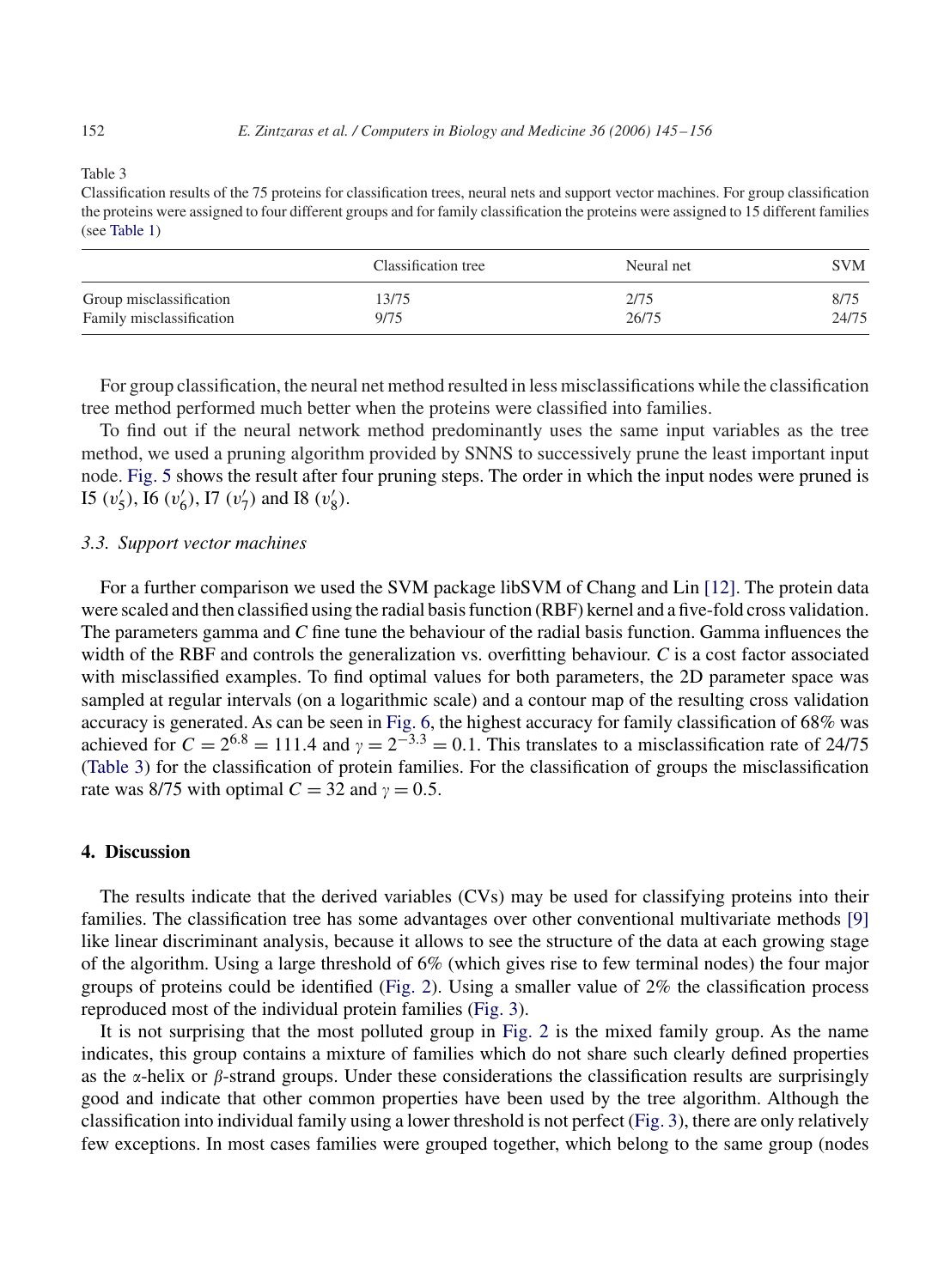Table 3
Classification results of the 75 proteins for classification trees, neural nets and support vector machines. For group classification the proteins were assigned to four different groups and for family classification the proteins were assigned to 15 different families (see Table 1)

| | Classification tree | Neural net | SVM |
|---|---|---|---|
| Group misclassification | 13/75 | 2/75 | 8/75 |
| Family misclassification | 9/75 | 26/75 | 24/75 |

For group classification, the neural net method resulted in less misclassifications while the classification tree method performed much better when the proteins were classified into families.

To find out if the neural network method predominantly uses the same input variables as the tree method, we used a pruning algorithm provided by SNNS to successively prune the least important input node. Fig. 5 shows the result after four pruning steps. The order in which the input nodes were pruned is I5 ($v'_5$), I6 ($v'_6$), I7 ($v'_7$) and I8 ($v'_8$).

### 3.3. Support vector machines

For a further comparison we used the SVM package libSVM of Chang and Lin [12]. The protein data were scaled and then classified using the radial basis function (RBF) kernel and a five-fold cross validation. The parameters gamma and $C$ fine tune the behaviour of the radial basis function. Gamma influences the width of the RBF and controls the generalization vs. overfitting behaviour. $C$ is a cost factor associated with misclassified examples. To find optimal values for both parameters, the 2D parameter space was sampled at regular intervals (on a logarithmic scale) and a contour map of the resulting cross validation accuracy is generated. As can be seen in Fig. 6, the highest accuracy for family classification of 68% was achieved for $C = 2^{6.8} = 111.4$ and $\gamma = 2^{-3.3} = 0.1$. This translates to a misclassification rate of 24/75 (Table 3) for the classification of protein families. For the classification of groups the misclassification rate was 8/75 with optimal $C = 32$ and $\gamma = 0.5$.

## 4. Discussion

The results indicate that the derived variables (CVs) may be used for classifying proteins into their families. The classification tree has some advantages over other conventional multivariate methods [9] like linear discriminant analysis, because it allows to see the structure of the data at each growing stage of the algorithm. Using a large threshold of 6% (which gives rise to few terminal nodes) the four major groups of proteins could be identified (Fig. 2). Using a smaller value of 2% the classification process reproduced most of the individual protein families (Fig. 3).

It is not surprising that the most polluted group in Fig. 2 is the mixed family group. As the name indicates, this group contains a mixture of families which do not share such clearly defined properties as the $\alpha$-helix or $\beta$-strand groups. Under these considerations the classification results are surprisingly good and indicate that other common properties have been used by the tree algorithm. Although the classification into individual family using a lower threshold is not perfect (Fig. 3), there are only relatively few exceptions. In most cases families were grouped together, which belong to the same group (nodes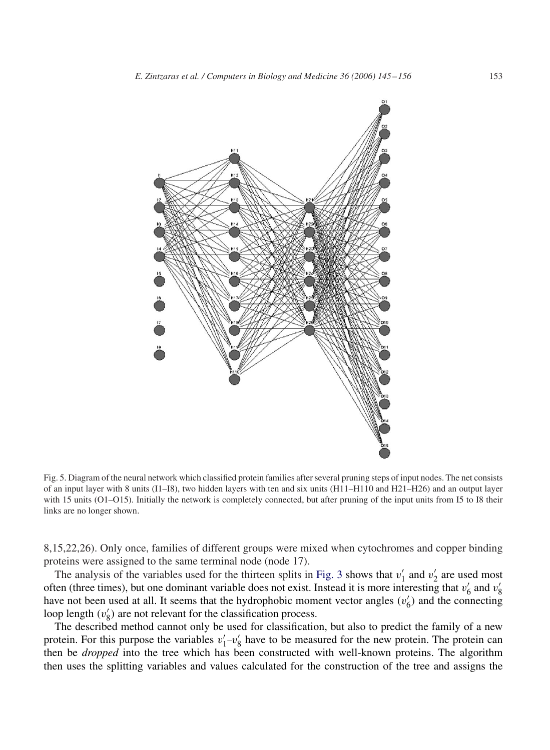Fig. 5. Diagram of the neural network which classified protein families after several pruning steps of input nodes. The net consists of an input layer with 8 units (I1–I8), two hidden layers with ten and six units (H11–H110 and H21–H26) and an output layer with 15 units (O1–O15). Initially the network is completely connected, but after pruning of the input units from I5 to I8 their links are no longer shown.

8,15,22,26). Only once, families of different groups were mixed when cytochromes and copper binding proteins were assigned to the same terminal node (node 17).

The analysis of the variables used for the thirteen splits in Fig. 3 shows that $v_1'$ and $v_2'$ are used most often (three times), but one dominant variable does not exist. Instead it is more interesting that $v_6'$ and $v_8'$ have not been used at all. It seems that the hydrophobic moment vector angles ($v_6'$) and the connecting loop length ($v_8'$) are not relevant for the classification process.

The described method cannot only be used for classification, but also to predict the family of a new protein. For this purpose the variables $v_1'$–$v_8'$ have to be measured for the new protein. The protein can then be *dropped* into the tree which has been constructed with well-known proteins. The algorithm then uses the splitting variables and values calculated for the construction of the tree and assigns the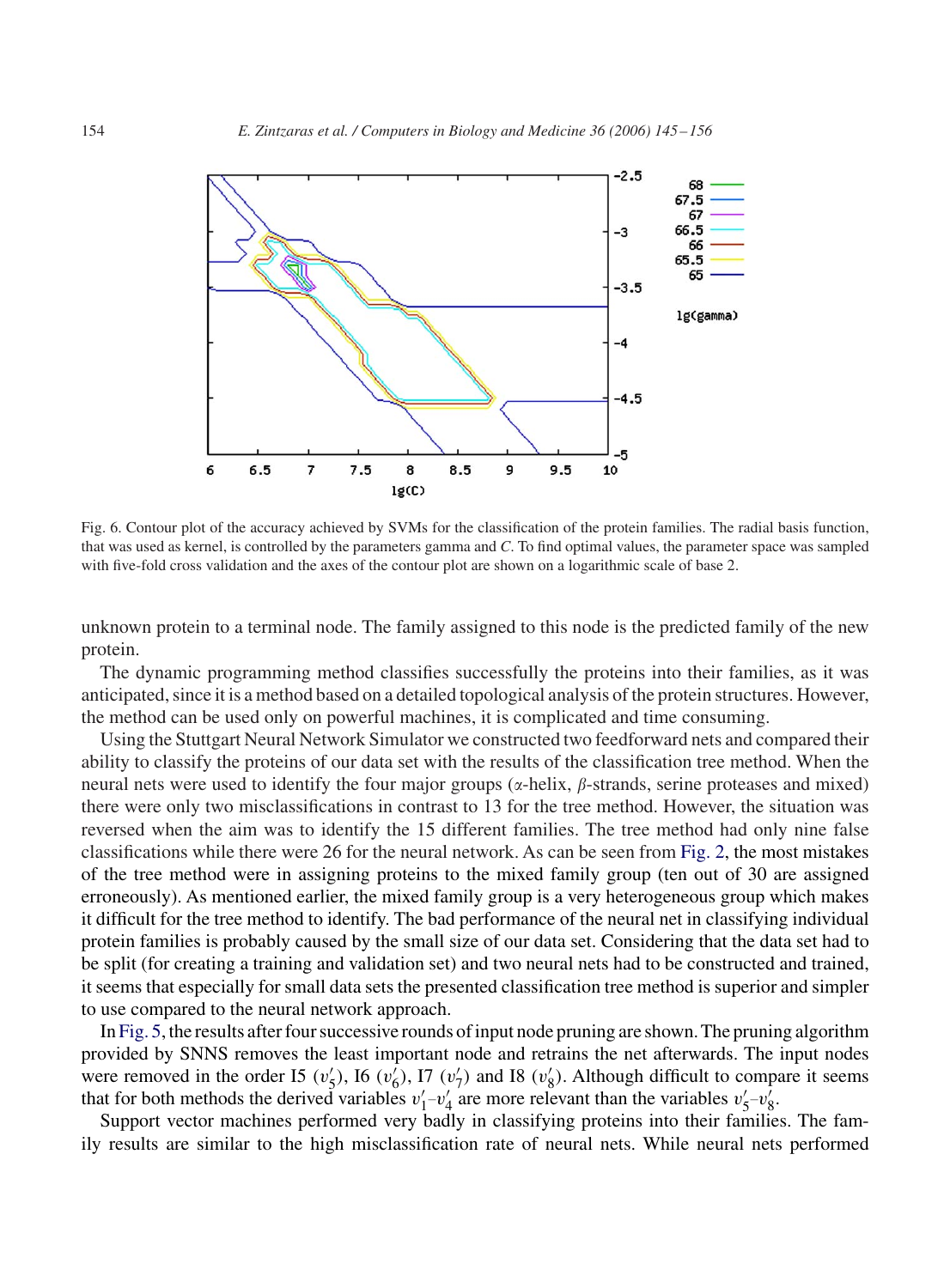Fig. 6. Contour plot of the accuracy achieved by SVMs for the classification of the protein families. The radial basis function, that was used as kernel, is controlled by the parameters gamma and *C*. To find optimal values, the parameter space was sampled with five-fold cross validation and the axes of the contour plot are shown on a logarithmic scale of base 2.

unknown protein to a terminal node. The family assigned to this node is the predicted family of the new protein.

The dynamic programming method classifies successfully the proteins into their families, as it was anticipated, since it is a method based on a detailed topological analysis of the protein structures. However, the method can be used only on powerful machines, it is complicated and time consuming.

Using the Stuttgart Neural Network Simulator we constructed two feedforward nets and compared their ability to classify the proteins of our data set with the results of the classification tree method. When the neural nets were used to identify the four major groups ($\alpha$-helix, $\beta$-strands, serine proteases and mixed) there were only two misclassifications in contrast to 13 for the tree method. However, the situation was reversed when the aim was to identify the 15 different families. The tree method had only nine false classifications while there were 26 for the neural network. As can be seen from Fig. 2, the most mistakes of the tree method were in assigning proteins to the mixed family group (ten out of 30 are assigned erroneously). As mentioned earlier, the mixed family group is a very heterogeneous group which makes it difficult for the tree method to identify. The bad performance of the neural net in classifying individual protein families is probably caused by the small size of our data set. Considering that the data set had to be split (for creating a training and validation set) and two neural nets had to be constructed and trained, it seems that especially for small data sets the presented classification tree method is superior and simpler to use compared to the neural network approach.

In Fig. 5, the results after four successive rounds of input node pruning are shown. The pruning algorithm provided by SNNS removes the least important node and retrains the net afterwards. The input nodes were removed in the order I5 ($v_5'$), I6 ($v_6'$), I7 ($v_7'$) and I8 ($v_8'$). Although difficult to compare it seems that for both methods the derived variables $v_1'$–$v_4'$ are more relevant than the variables $v_5'$–$v_8'$.

Support vector machines performed very badly in classifying proteins into their families. The family results are similar to the high misclassification rate of neural nets. While neural nets performed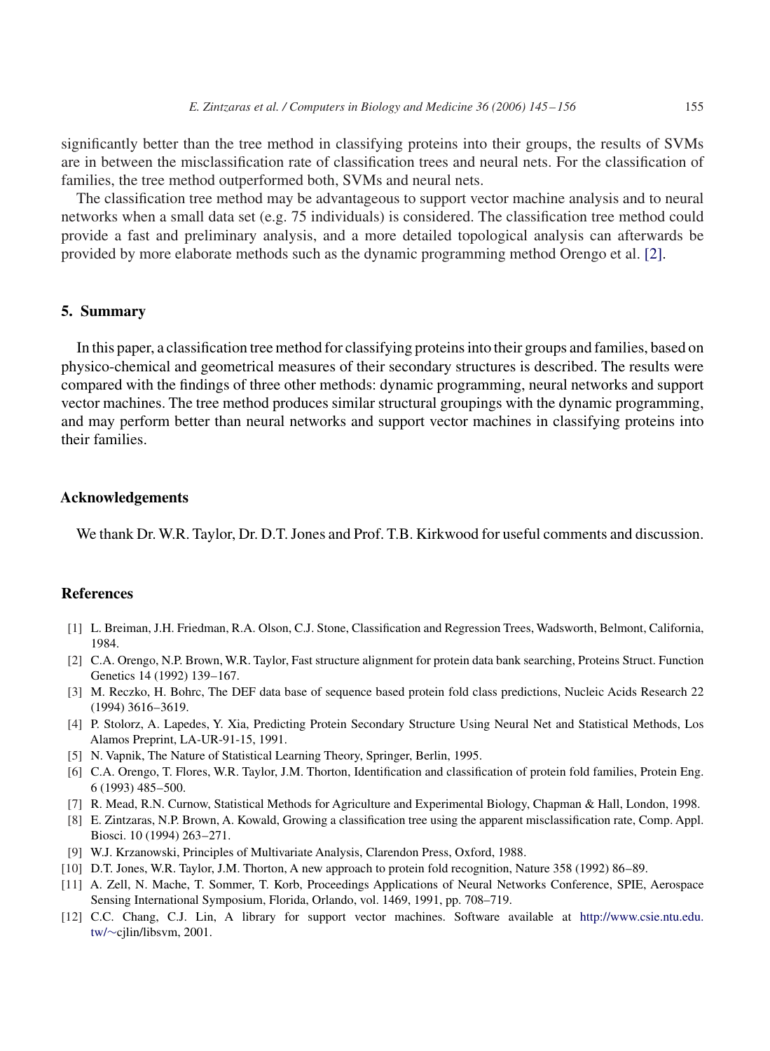significantly better than the tree method in classifying proteins into their groups, the results of SVMs are in between the misclassification rate of classification trees and neural nets. For the classification of families, the tree method outperformed both, SVMs and neural nets.

The classification tree method may be advantageous to support vector machine analysis and to neural networks when a small data set (e.g. 75 individuals) is considered. The classification tree method could provide a fast and preliminary analysis, and a more detailed topological analysis can afterwards be provided by more elaborate methods such as the dynamic programming method Orengo et al. [2].

## 5. Summary

In this paper, a classification tree method for classifying proteins into their groups and families, based on physico-chemical and geometrical measures of their secondary structures is described. The results were compared with the findings of three other methods: dynamic programming, neural networks and support vector machines. The tree method produces similar structural groupings with the dynamic programming, and may perform better than neural networks and support vector machines in classifying proteins into their families.

## Acknowledgements

We thank Dr. W.R. Taylor, Dr. D.T. Jones and Prof. T.B. Kirkwood for useful comments and discussion.

## References

[1] L. Breiman, J.H. Friedman, R.A. Olson, C.J. Stone, Classification and Regression Trees, Wadsworth, Belmont, California, 1984.

[2] C.A. Orengo, N.P. Brown, W.R. Taylor, Fast structure alignment for protein data bank searching, Proteins Struct. Function Genetics 14 (1992) 139–167.

[3] M. Reczko, H. Bohrc, The DEF data base of sequence based protein fold class predictions, Nucleic Acids Research 22 (1994) 3616–3619.

[4] P. Stolorz, A. Lapedes, Y. Xia, Predicting Protein Secondary Structure Using Neural Net and Statistical Methods, Los Alamos Preprint, LA-UR-91-15, 1991.

[5] N. Vapnik, The Nature of Statistical Learning Theory, Springer, Berlin, 1995.

[6] C.A. Orengo, T. Flores, W.R. Taylor, J.M. Thorton, Identification and classification of protein fold families, Protein Eng. 6 (1993) 485–500.

[7] R. Mead, R.N. Curnow, Statistical Methods for Agriculture and Experimental Biology, Chapman & Hall, London, 1998.

[8] E. Zintzaras, N.P. Brown, A. Kowald, Growing a classification tree using the apparent misclassification rate, Comp. Appl. Biosci. 10 (1994) 263–271.

[9] W.J. Krzanowski, Principles of Multivariate Analysis, Clarendon Press, Oxford, 1988.

[10] D.T. Jones, W.R. Taylor, J.M. Thorton, A new approach to protein fold recognition, Nature 358 (1992) 86–89.

[11] A. Zell, N. Mache, T. Sommer, T. Korb, Proceedings Applications of Neural Networks Conference, SPIE, Aerospace Sensing International Symposium, Florida, Orlando, vol. 1469, 1991, pp. 708–719.

[12] C.C. Chang, C.J. Lin, A library for support vector machines. Software available at http://www.csie.ntu.edu.tw/~cjlin/libsvm, 2001.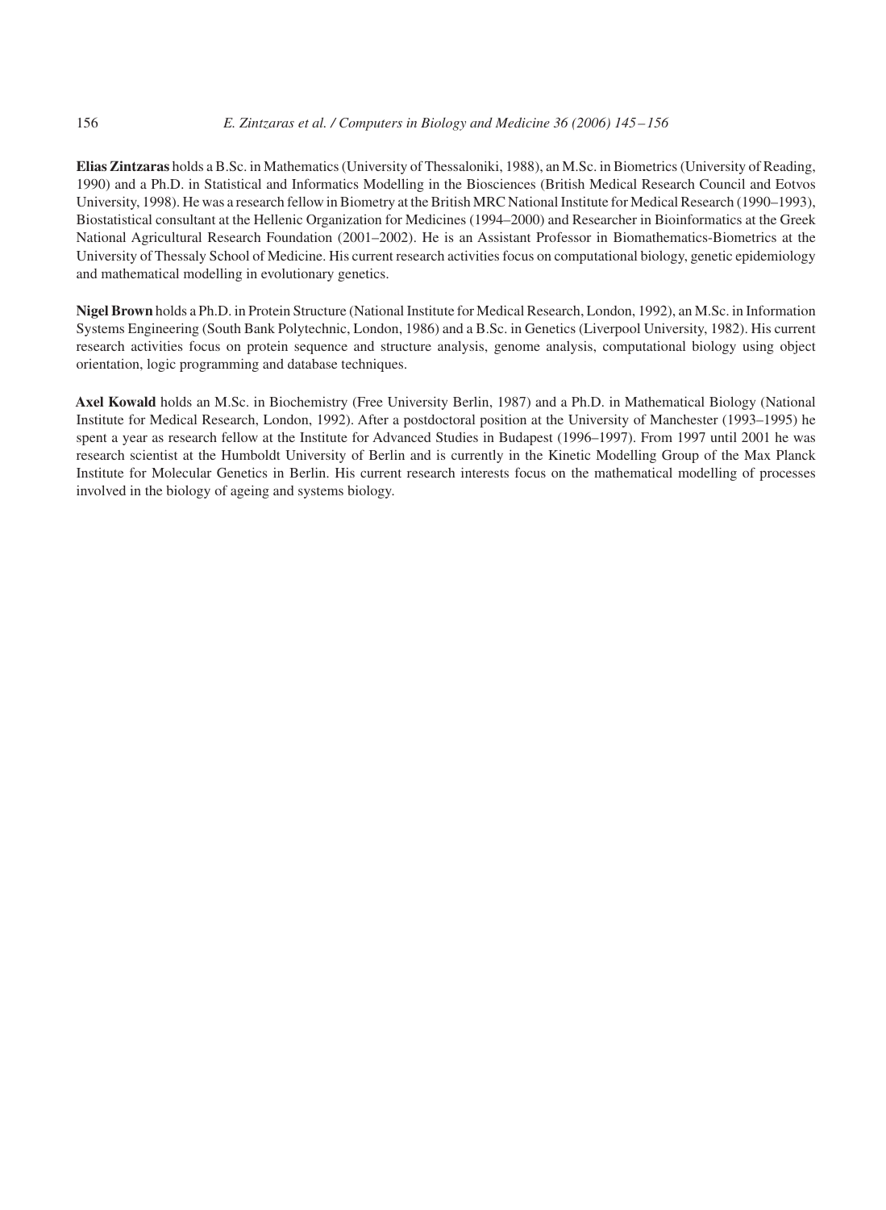**Elias Zintzaras** holds a B.Sc. in Mathematics (University of Thessaloniki, 1988), an M.Sc. in Biometrics (University of Reading, 1990) and a Ph.D. in Statistical and Informatics Modelling in the Biosciences (British Medical Research Council and Eotvos University, 1998). He was a research fellow in Biometry at the British MRC National Institute for Medical Research (1990–1993), Biostatistical consultant at the Hellenic Organization for Medicines (1994–2000) and Researcher in Bioinformatics at the Greek National Agricultural Research Foundation (2001–2002). He is an Assistant Professor in Biomathematics-Biometrics at the University of Thessaly School of Medicine. His current research activities focus on computational biology, genetic epidemiology and mathematical modelling in evolutionary genetics.

**Nigel Brown** holds a Ph.D. in Protein Structure (National Institute for Medical Research, London, 1992), an M.Sc. in Information Systems Engineering (South Bank Polytechnic, London, 1986) and a B.Sc. in Genetics (Liverpool University, 1982). His current research activities focus on protein sequence and structure analysis, genome analysis, computational biology using object orientation, logic programming and database techniques.

**Axel Kowald** holds an M.Sc. in Biochemistry (Free University Berlin, 1987) and a Ph.D. in Mathematical Biology (National Institute for Medical Research, London, 1992). After a postdoctoral position at the University of Manchester (1993–1995) he spent a year as research fellow at the Institute for Advanced Studies in Budapest (1996–1997). From 1997 until 2001 he was research scientist at the Humboldt University of Berlin and is currently in the Kinetic Modelling Group of the Max Planck Institute for Molecular Genetics in Berlin. His current research interests focus on the mathematical modelling of processes involved in the biology of ageing and systems biology.